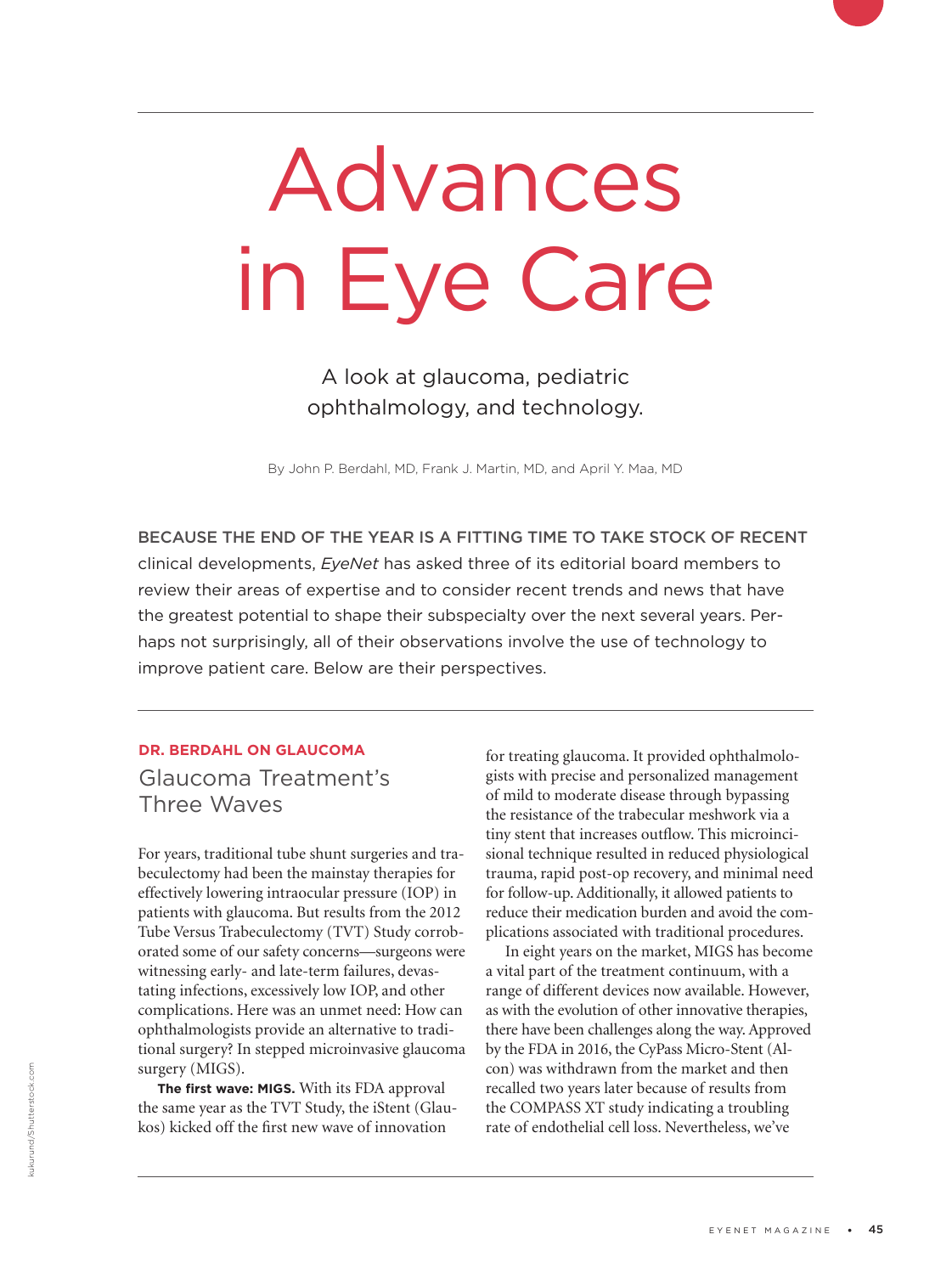# Advances in Eye Care

A look at glaucoma, pediatric ophthalmology, and technology.

By John P. Berdahl, MD, Frank J. Martin, MD, and April Y. Maa, MD

BECAUSE THE END OF THE YEAR IS A FITTING TIME TO TAKE STOCK OF RECENT clinical developments, *EyeNet* has asked three of its editorial board members to review their areas of expertise and to consider recent trends and news that have the greatest potential to shape their subspecialty over the next several years. Perhaps not surprisingly, all of their observations involve the use of technology to improve patient care. Below are their perspectives.

**DR. BERDAHL ON GLAUCOMA**

## Glaucoma Treatment's Three Waves

For years, traditional tube shunt surgeries and trabeculectomy had been the mainstay therapies for effectively lowering intraocular pressure (IOP) in patients with glaucoma. But results from the 2012 Tube Versus Trabeculectomy (TVT) Study corroborated some of our safety concerns—surgeons were witnessing early- and late-term failures, devastating infections, excessively low IOP, and other complications. Here was an unmet need: How can ophthalmologists provide an alternative to traditional surgery? In stepped microinvasive glaucoma surgery (MIGS).

**The first wave: MIGS.** With its FDA approval the same year as the TVT Study, the iStent (Glaukos) kicked off the first new wave of innovation for treating glaucoma. It provided ophthalmologists with precise and personalized management of mild to moderate disease through bypassing the resistance of the trabecular meshwork via a tiny stent that increases outflow. This microincisional technique resulted in reduced physiological trauma, rapid post-op recovery, and minimal need for follow-up. Additionally, it allowed patients to reduce their medication burden and avoid the complications associated with traditional procedures.

In eight years on the market, MIGS has become a vital part of the treatment continuum, with a range of different devices now available. However, as with the evolution of other innovative therapies, there have been challenges along the way. Approved by the FDA in 2016, the CyPass Micro-Stent (Alcon) was withdrawn from the market and then recalled two years later because of results from the COMPASS XT study indicating a troubling rate of endothelial cell loss. Nevertheless, we've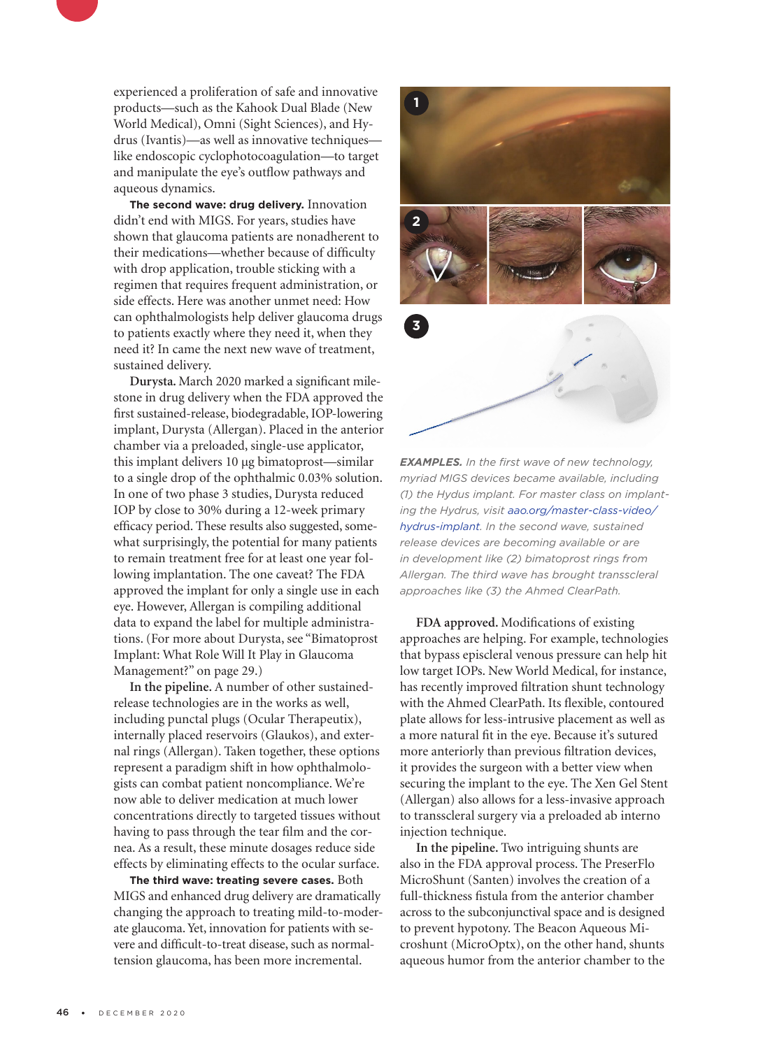experienced a proliferation of safe and innovative products—such as the Kahook Dual Blade (New World Medical), Omni (Sight Sciences), and Hydrus (Ivantis)—as well as innovative techniques—like endoscopic cyclophotocoagulation—to target and manipulate the eye's outflow pathways and aqueous dynamics.

**The second wave: drug delivery.** Innovation didn't end with MIGS. For years, studies have shown that glaucoma patients are nonadherent to their medications—whether because of difficulty with drop application, trouble sticking with a regimen that requires frequent administration, or side effects. Here was another unmet need: How can ophthalmologists help deliver glaucoma drugs to patients exactly where they need it, when they need it? In came the next new wave of treatment, sustained delivery.

**Durysta.** March 2020 marked a significant milestone in drug delivery when the FDA approved the first sustained-release, biodegradable, IOP-lowering implant, Durysta (Allergan). Placed in the anterior chamber via a preloaded, single-use applicator, this implant delivers 10 µg bimatoprost—similar to a single drop of the ophthalmic 0.03% solution. In one of two phase 3 studies, Durysta reduced IOP by close to 30% during a 12-week primary efficacy period. These results also suggested, somewhat surprisingly, the potential for many patients to remain treatment free for at least one year following implantation. The one caveat? The FDA approved the implant for only a single use in each eye. However, Allergan is compiling additional data to expand the label for multiple administrations. (For more about Durysta, see "Bimatoprost Implant: What Role Will It Play in Glaucoma Management?" on page 29.)

**In the pipeline.** A number of other sustained-release technologies are in the works as well, including punctal plugs (Ocular Therapeutix), internally placed reservoirs (Glaukos), and external rings (Allergan). Taken together, these options represent a paradigm shift in how ophthalmologists can combat patient noncompliance. We're now able to deliver medication at much lower concentrations directly to targeted tissues without having to pass through the tear film and the cornea. As a result, these minute dosages reduce side effects by eliminating effects to the ocular surface.

**The third wave: treating severe cases.** Both MIGS and enhanced drug delivery are dramatically changing the approach to treating mild-to-moderate glaucoma. Yet, innovation for patients with severe and difficult-to-treat disease, such as normal-tension glaucoma, has been more incremental.

***EXAMPLES.*** *In the first wave of new technology, myriad MIGS devices became available, including (1) the Hydus implant. For master class on implanting the Hydrus, visit aao.org/master-class-video/hydrus-implant. In the second wave, sustained release devices are becoming available or are in development like (2) bimatoprost rings from Allergan. The third wave has brought transscleral approaches like (3) the Ahmed ClearPath.*

**FDA approved.** Modifications of existing approaches are helping. For example, technologies that bypass episcleral venous pressure can help hit low target IOPs. New World Medical, for instance, has recently improved filtration shunt technology with the Ahmed ClearPath. Its flexible, contoured plate allows for less-intrusive placement as well as a more natural fit in the eye. Because it's sutured more anteriorly than previous filtration devices, it provides the surgeon with a better view when securing the implant to the eye. The Xen Gel Stent (Allergan) also allows for a less-invasive approach to transscleral surgery via a preloaded ab interno injection technique.

**In the pipeline.** Two intriguing shunts are also in the FDA approval process. The PreserFlo MicroShunt (Santen) involves the creation of a full-thickness fistula from the anterior chamber across to the subconjunctival space and is designed to prevent hypotony. The Beacon Aqueous Microshunt (MicroOptx), on the other hand, shunts aqueous humor from the anterior chamber to the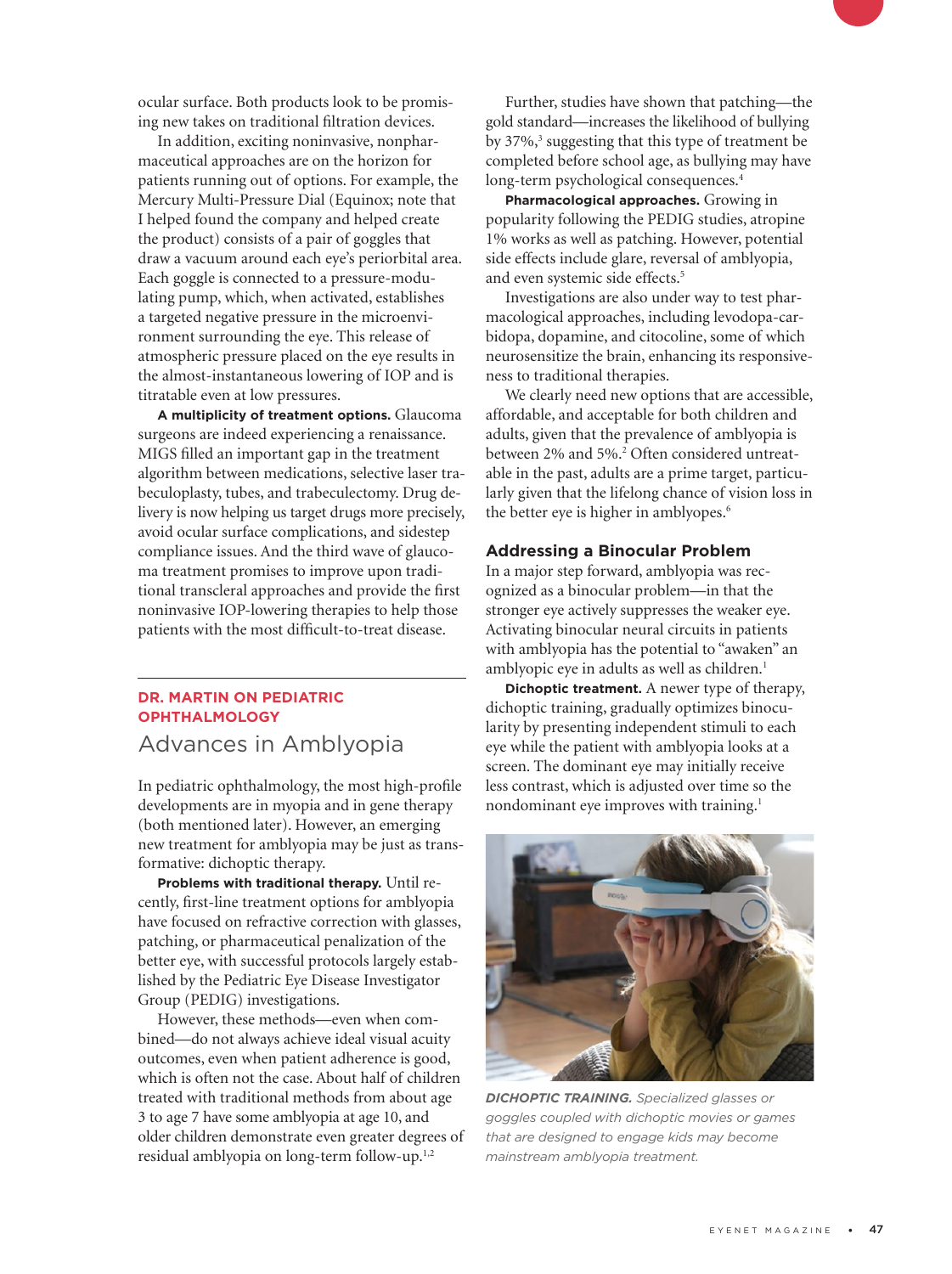ocular surface. Both products look to be promising new takes on traditional filtration devices.

In addition, exciting noninvasive, nonpharmaceutical approaches are on the horizon for patients running out of options. For example, the Mercury Multi-Pressure Dial (Equinox; note that I helped found the company and helped create the product) consists of a pair of goggles that draw a vacuum around each eye's periorbital area. Each goggle is connected to a pressure-modulating pump, which, when activated, establishes a targeted negative pressure in the microenvironment surrounding the eye. This release of atmospheric pressure placed on the eye results in the almost-instantaneous lowering of IOP and is titratable even at low pressures.

**A multiplicity of treatment options.** Glaucoma surgeons are indeed experiencing a renaissance. MIGS filled an important gap in the treatment algorithm between medications, selective laser trabeculoplasty, tubes, and trabeculectomy. Drug delivery is now helping us target drugs more precisely, avoid ocular surface complications, and sidestep compliance issues. And the third wave of glaucoma treatment promises to improve upon traditional transcleral approaches and provide the first noninvasive IOP-lowering therapies to help those patients with the most difficult-to-treat disease.

## DR. MARTIN ON PEDIATRIC OPHTHALMOLOGY

# Advances in Amblyopia

In pediatric ophthalmology, the most high-profile developments are in myopia and in gene therapy (both mentioned later). However, an emerging new treatment for amblyopia may be just as transformative: dichoptic therapy.

**Problems with traditional therapy.** Until recently, first-line treatment options for amblyopia have focused on refractive correction with glasses, patching, or pharmaceutical penalization of the better eye, with successful protocols largely established by the Pediatric Eye Disease Investigator Group (PEDIG) investigations.

However, these methods—even when combined—do not always achieve ideal visual acuity outcomes, even when patient adherence is good, which is often not the case. About half of children treated with traditional methods from about age 3 to age 7 have some amblyopia at age 10, and older children demonstrate even greater degrees of residual amblyopia on long-term follow-up.[1,2]

Further, studies have shown that patching—the gold standard—increases the likelihood of bullying by 37%,[3] suggesting that this type of treatment be completed before school age, as bullying may have long-term psychological consequences.[4]

**Pharmacological approaches.** Growing in popularity following the PEDIG studies, atropine 1% works as well as patching. However, potential side effects include glare, reversal of amblyopia, and even systemic side effects.[5]

Investigations are also under way to test pharmacological approaches, including levodopa-carbidopa, dopamine, and citocoline, some of which neurosensitize the brain, enhancing its responsiveness to traditional therapies.

We clearly need new options that are accessible, affordable, and acceptable for both children and adults, given that the prevalence of amblyopia is between 2% and 5%.[2] Often considered untreatable in the past, adults are a prime target, particularly given that the lifelong chance of vision loss in the better eye is higher in amblyopes.[6]

### Addressing a Binocular Problem

In a major step forward, amblyopia was recognized as a binocular problem—in that the stronger eye actively suppresses the weaker eye. Activating binocular neural circuits in patients with amblyopia has the potential to "awaken" an amblyopic eye in adults as well as children.[1]

**Dichoptic treatment.** A newer type of therapy, dichoptic training, gradually optimizes binocularity by presenting independent stimuli to each eye while the patient with amblyopia looks at a screen. The dominant eye may initially receive less contrast, which is adjusted over time so the nondominant eye improves with training.[1]

***DICHOPTIC TRAINING.*** *Specialized glasses or goggles coupled with dichoptic movies or games that are designed to engage kids may become mainstream amblyopia treatment.*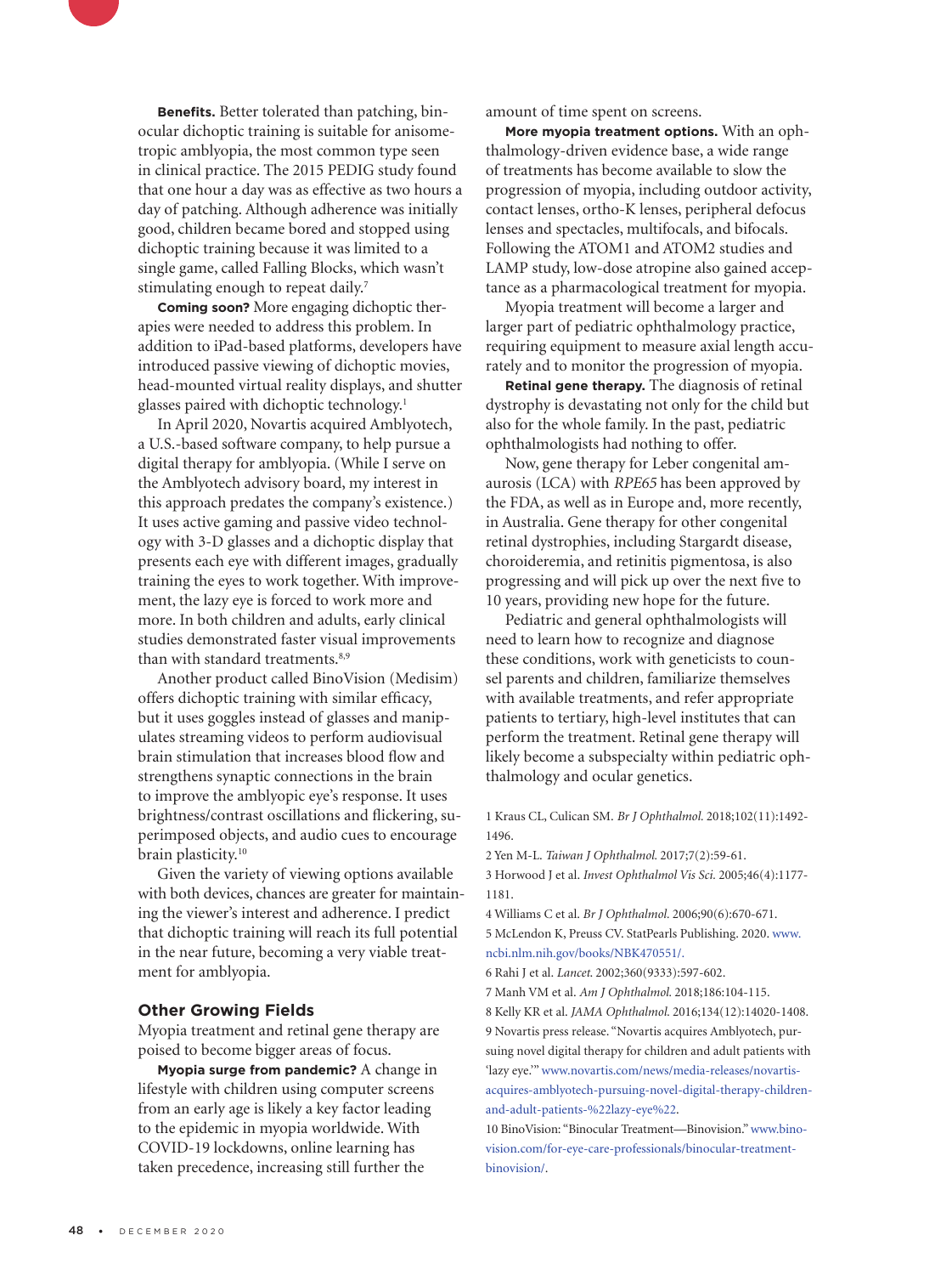**Benefits.** Better tolerated than patching, binocular dichoptic training is suitable for anisometropic amblyopia, the most common type seen in clinical practice. The 2015 PEDIG study found that one hour a day was as effective as two hours a day of patching. Although adherence was initially good, children became bored and stopped using dichoptic training because it was limited to a single game, called Falling Blocks, which wasn't stimulating enough to repeat daily.[7]

**Coming soon?** More engaging dichoptic therapies were needed to address this problem. In addition to iPad-based platforms, developers have introduced passive viewing of dichoptic movies, head-mounted virtual reality displays, and shutter glasses paired with dichoptic technology.[1]

In April 2020, Novartis acquired Amblyotech, a U.S.-based software company, to help pursue a digital therapy for amblyopia. (While I serve on the Amblyotech advisory board, my interest in this approach predates the company's existence.) It uses active gaming and passive video technology with 3-D glasses and a dichoptic display that presents each eye with different images, gradually training the eyes to work together. With improvement, the lazy eye is forced to work more and more. In both children and adults, early clinical studies demonstrated faster visual improvements than with standard treatments.[8,9]

Another product called BinoVision (Medisim) offers dichoptic training with similar efficacy, but it uses goggles instead of glasses and manipulates streaming videos to perform audiovisual brain stimulation that increases blood flow and strengthens synaptic connections in the brain to improve the amblyopic eye's response. It uses brightness/contrast oscillations and flickering, superimposed objects, and audio cues to encourage brain plasticity.[10]

Given the variety of viewing options available with both devices, chances are greater for maintaining the viewer's interest and adherence. I predict that dichoptic training will reach its full potential in the near future, becoming a very viable treatment for amblyopia.

## Other Growing Fields

Myopia treatment and retinal gene therapy are poised to become bigger areas of focus.

**Myopia surge from pandemic?** A change in lifestyle with children using computer screens from an early age is likely a key factor leading to the epidemic in myopia worldwide. With COVID-19 lockdowns, online learning has taken precedence, increasing still further the amount of time spent on screens.

**More myopia treatment options.** With an ophthalmology-driven evidence base, a wide range of treatments has become available to slow the progression of myopia, including outdoor activity, contact lenses, ortho-K lenses, peripheral defocus lenses and spectacles, multifocals, and bifocals. Following the ATOM1 and ATOM2 studies and LAMP study, low-dose atropine also gained acceptance as a pharmacological treatment for myopia.

Myopia treatment will become a larger and larger part of pediatric ophthalmology practice, requiring equipment to measure axial length accurately and to monitor the progression of myopia.

**Retinal gene therapy.** The diagnosis of retinal dystrophy is devastating not only for the child but also for the whole family. In the past, pediatric ophthalmologists had nothing to offer.

Now, gene therapy for Leber congenital amaurosis (LCA) with *RPE65* has been approved by the FDA, as well as in Europe and, more recently, in Australia. Gene therapy for other congenital retinal dystrophies, including Stargardt disease, choroideremia, and retinitis pigmentosa, is also progressing and will pick up over the next five to 10 years, providing new hope for the future.

Pediatric and general ophthalmologists will need to learn how to recognize and diagnose these conditions, work with geneticists to counsel parents and children, familiarize themselves with available treatments, and refer appropriate patients to tertiary, high-level institutes that can perform the treatment. Retinal gene therapy will likely become a subspecialty within pediatric ophthalmology and ocular genetics.

1 Kraus CL, Culican SM. *Br J Ophthalmol.* 2018;102(11):1492-1496.
2 Yen M-L. *Taiwan J Ophthalmol.* 2017;7(2):59-61.
3 Horwood J et al. *Invest Ophthalmol Vis Sci.* 2005;46(4):1177-1181.
4 Williams C et al. *Br J Ophthalmol.* 2006;90(6):670-671.
5 McLendon K, Preuss CV. StatPearls Publishing. 2020. www.ncbi.nlm.nih.gov/books/NBK470551/.
6 Rahi J et al. *Lancet.* 2002;360(9333):597-602.
7 Manh VM et al. *Am J Ophthalmol.* 2018;186:104-115.
8 Kelly KR et al. *JAMA Ophthalmol.* 2016;134(12):14020-1408.
9 Novartis press release. "Novartis acquires Amblyotech, pursuing novel digital therapy for children and adult patients with 'lazy eye.'" www.novartis.com/news/media-releases/novartis-acquires-amblyotech-pursuing-novel-digital-therapy-children-and-adult-patients-%22lazy-eye%22.
10 BinoVision: "Binocular Treatment—Binovision." www.binovision.com/for-eye-care-professionals/binocular-treatment-binovision/.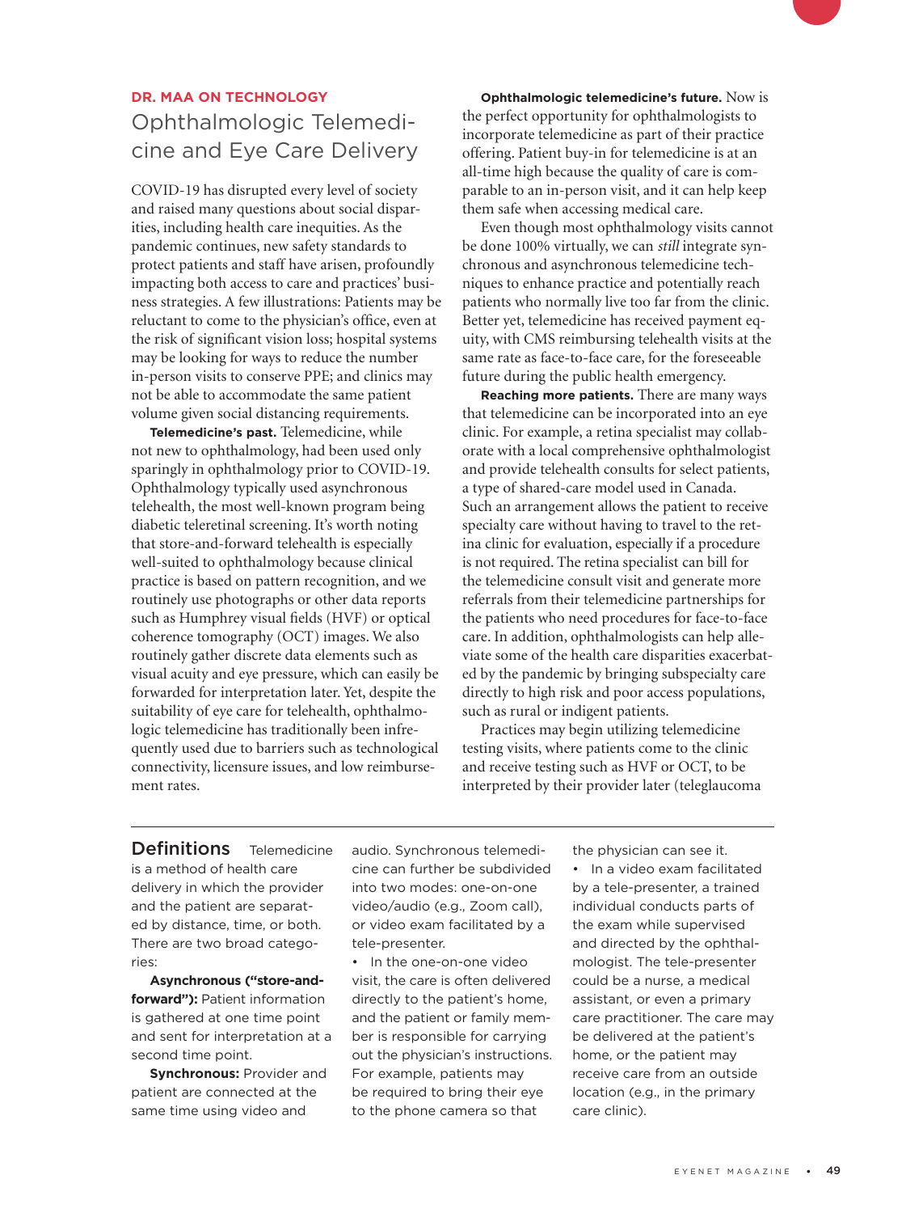**DR. MAA ON TECHNOLOGY**

# Ophthalmologic Telemedicine and Eye Care Delivery

COVID-19 has disrupted every level of society and raised many questions about social disparities, including health care inequities. As the pandemic continues, new safety standards to protect patients and staff have arisen, profoundly impacting both access to care and practices' business strategies. A few illustrations: Patients may be reluctant to come to the physician's office, even at the risk of significant vision loss; hospital systems may be looking for ways to reduce the number in-person visits to conserve PPE; and clinics may not be able to accommodate the same patient volume given social distancing requirements.

**Telemedicine's past.** Telemedicine, while not new to ophthalmology, had been used only sparingly in ophthalmology prior to COVID-19. Ophthalmology typically used asynchronous telehealth, the most well-known program being diabetic teleretinal screening. It's worth noting that store-and-forward telehealth is especially well-suited to ophthalmology because clinical practice is based on pattern recognition, and we routinely use photographs or other data reports such as Humphrey visual fields (HVF) or optical coherence tomography (OCT) images. We also routinely gather discrete data elements such as visual acuity and eye pressure, which can easily be forwarded for interpretation later. Yet, despite the suitability of eye care for telehealth, ophthalmologic telemedicine has traditionally been infrequently used due to barriers such as technological connectivity, licensure issues, and low reimbursement rates.

**Ophthalmologic telemedicine's future.** Now is the perfect opportunity for ophthalmologists to incorporate telemedicine as part of their practice offering. Patient buy-in for telemedicine is at an all-time high because the quality of care is comparable to an in-person visit, and it can help keep them safe when accessing medical care.

Even though most ophthalmology visits cannot be done 100% virtually, we can *still* integrate synchronous and asynchronous telemedicine techniques to enhance practice and potentially reach patients who normally live too far from the clinic. Better yet, telemedicine has received payment equity, with CMS reimbursing telehealth visits at the same rate as face-to-face care, for the foreseeable future during the public health emergency.

**Reaching more patients.** There are many ways that telemedicine can be incorporated into an eye clinic. For example, a retina specialist may collaborate with a local comprehensive ophthalmologist and provide telehealth consults for select patients, a type of shared-care model used in Canada. Such an arrangement allows the patient to receive specialty care without having to travel to the retina clinic for evaluation, especially if a procedure is not required. The retina specialist can bill for the telemedicine consult visit and generate more referrals from their telemedicine partnerships for the patients who need procedures for face-to-face care. In addition, ophthalmologists can help alleviate some of the health care disparities exacerbated by the pandemic by bringing subspecialty care directly to high risk and poor access populations, such as rural or indigent patients.

Practices may begin utilizing telemedicine testing visits, where patients come to the clinic and receive testing such as HVF or OCT, to be interpreted by their provider later (teleglaucoma

---

## Definitions

Telemedicine is a method of health care delivery in which the provider and the patient are separated by distance, time, or both. There are two broad categories:

**Asynchronous ("store-and-forward"):** Patient information is gathered at one time point and sent for interpretation at a second time point.

**Synchronous:** Provider and patient are connected at the same time using video and audio. Synchronous telemedicine can further be subdivided into two modes: one-on-one video/audio (e.g., Zoom call), or video exam facilitated by a tele-presenter.

- In the one-on-one video visit, the care is often delivered directly to the patient's home, and the patient or family member is responsible for carrying out the physician's instructions. For example, patients may be required to bring their eye to the phone camera so that the physician can see it.
- In a video exam facilitated by a tele-presenter, a trained individual conducts parts of the exam while supervised and directed by the ophthalmologist. The tele-presenter could be a nurse, a medical assistant, or even a primary care practitioner. The care may be delivered at the patient's home, or the patient may receive care from an outside location (e.g., in the primary care clinic).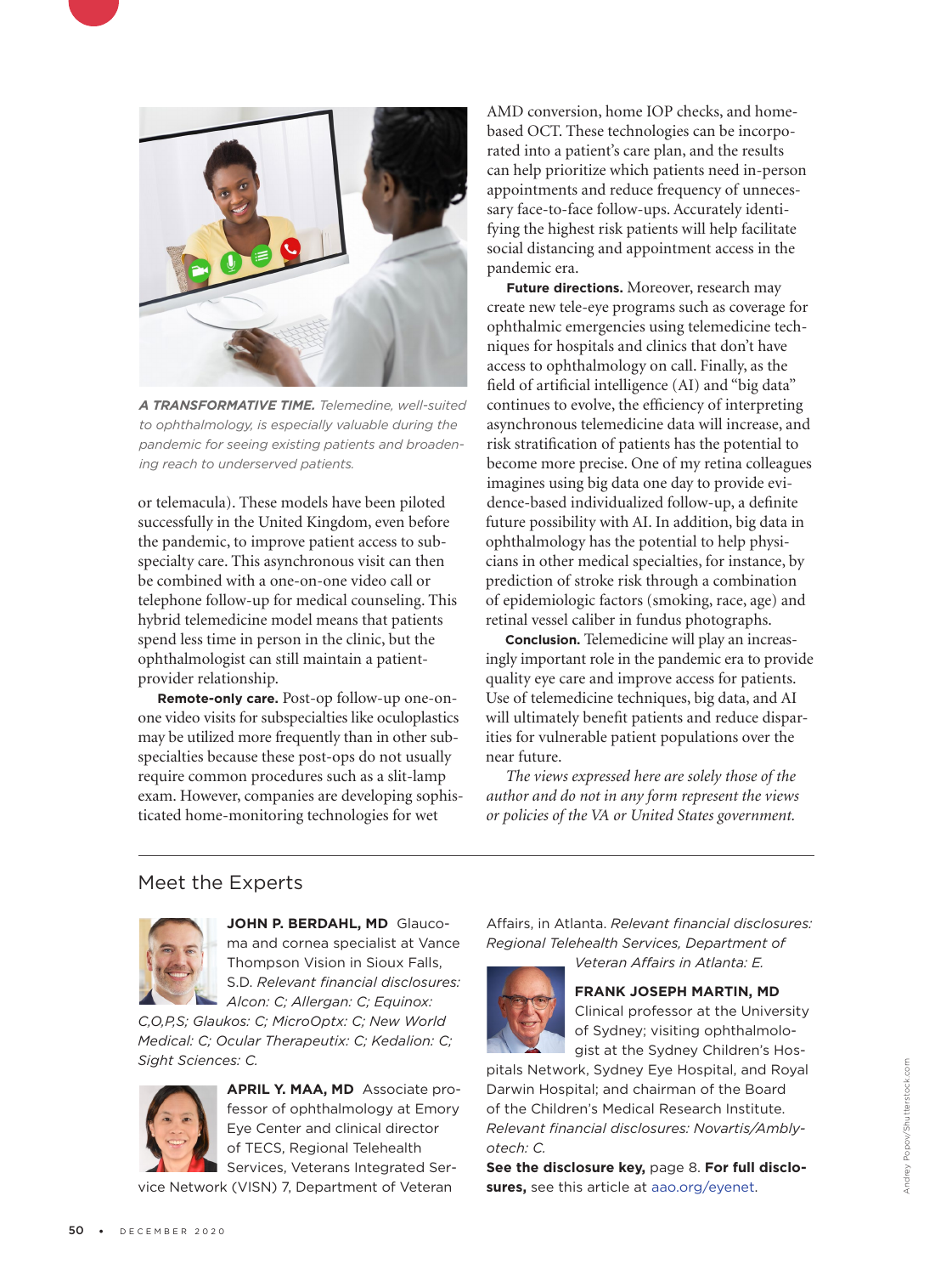*A TRANSFORMATIVE TIME.* *Telemedine, well-suited to ophthalmology, is especially valuable during the pandemic for seeing existing patients and broadening reach to underserved patients.*

or telemacula). These models have been piloted successfully in the United Kingdom, even before the pandemic, to improve patient access to subspecialty care. This asynchronous visit can then be combined with a one-on-one video call or telephone follow-up for medical counseling. This hybrid telemedicine model means that patients spend less time in person in the clinic, but the ophthalmologist can still maintain a patient-provider relationship.

**Remote-only care.** Post-op follow-up one-on-one video visits for subspecialties like oculoplastics may be utilized more frequently than in other subspecialties because these post-ops do not usually require common procedures such as a slit-lamp exam. However, companies are developing sophisticated home-monitoring technologies for wet AMD conversion, home IOP checks, and home-based OCT. These technologies can be incorporated into a patient's care plan, and the results can help prioritize which patients need in-person appointments and reduce frequency of unnecessary face-to-face follow-ups. Accurately identifying the highest risk patients will help facilitate social distancing and appointment access in the pandemic era.

**Future directions.** Moreover, research may create new tele-eye programs such as coverage for ophthalmic emergencies using telemedicine techniques for hospitals and clinics that don't have access to ophthalmology on call. Finally, as the field of artificial intelligence (AI) and "big data" continues to evolve, the efficiency of interpreting asynchronous telemedicine data will increase, and risk stratification of patients has the potential to become more precise. One of my retina colleagues imagines using big data one day to provide evidence-based individualized follow-up, a definite future possibility with AI. In addition, big data in ophthalmology has the potential to help physicians in other medical specialties, for instance, by prediction of stroke risk through a combination of epidemiologic factors (smoking, race, age) and retinal vessel caliber in fundus photographs.

**Conclusion.** Telemedicine will play an increasingly important role in the pandemic era to provide quality eye care and improve access for patients. Use of telemedicine techniques, big data, and AI will ultimately benefit patients and reduce disparities for vulnerable patient populations over the near future.

*The views expressed here are solely those of the author and do not in any form represent the views or policies of the VA or United States government.*

---

## Meet the Experts

**JOHN P. BERDAHL, MD** Glaucoma and cornea specialist at Vance Thompson Vision in Sioux Falls, S.D. *Relevant financial disclosures: Alcon: C; Allergan: C; Equinox: C,O,P,S; Glaukos: C; MicroOptx: C; New World Medical: C; Ocular Therapeutix: C; Kedalion: C; Sight Sciences: C.*

**APRIL Y. MAA, MD** Associate professor of ophthalmology at Emory Eye Center and clinical director of TECS, Regional Telehealth Services, Veterans Integrated Service Network (VISN) 7, Department of Veteran Affairs, in Atlanta. *Relevant financial disclosures: Regional Telehealth Services, Department of Veteran Affairs in Atlanta: E.*

**FRANK JOSEPH MARTIN, MD** Clinical professor at the University of Sydney; visiting ophthalmologist at the Sydney Children's Hospitals Network, Sydney Eye Hospital, and Royal Darwin Hospital; and chairman of the Board of the Children's Medical Research Institute. *Relevant financial disclosures: Novartis/Amblyotech: C.*

**See the disclosure key,** page 8. **For full disclosures,** see this article at aao.org/eyenet.

Andrey Popov/Shutterstock.com